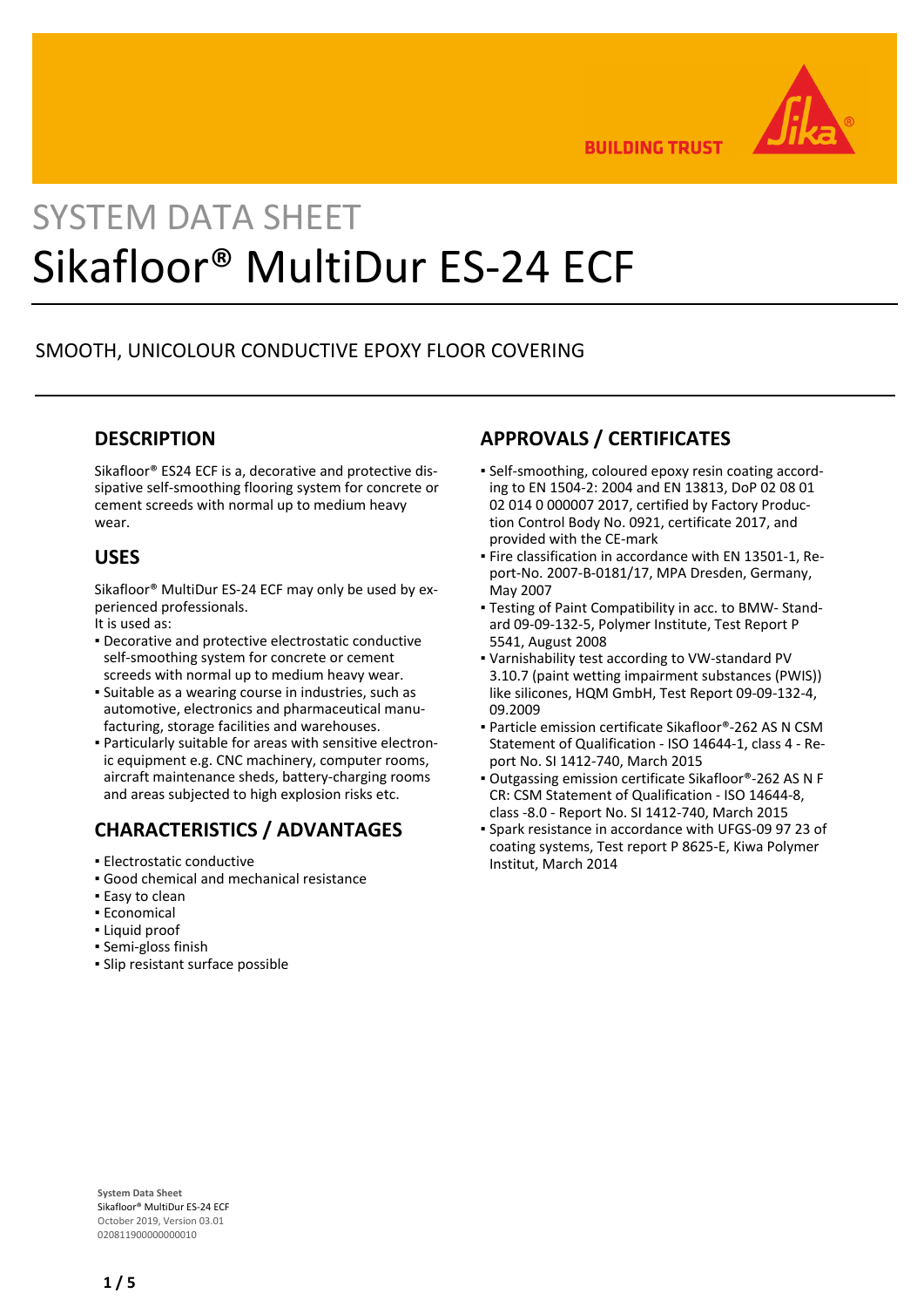SYSTEM DATA SHEET

# Sikafloor® MultiDur ES-24 ECF

SMOOTH, UNICOLOUR CONDUCTIVE EPOXY FLOOR COVERING

## DESCRIPTION

Sikafloor® ES24 ECF is a, decorative and protective dissipative self-smoothing flooring system for concrete or cement screeds with normal up to medium heavy wear.

## USES

Sikafloor® MultiDur ES-24 ECF may only be used by experienced professionals.
It is used as:

- Decorative and protective electrostatic conductive self-smoothing system for concrete or cement screeds with normal up to medium heavy wear.
- Suitable as a wearing course in industries, such as automotive, electronics and pharmaceutical manufacturing, storage facilities and warehouses.
- Particularly suitable for areas with sensitive electronic equipment e.g. CNC machinery, computer rooms, aircraft maintenance sheds, battery-charging rooms and areas subjected to high explosion risks etc.

## CHARACTERISTICS / ADVANTAGES

- Electrostatic conductive
- Good chemical and mechanical resistance
- Easy to clean
- Economical
- Liquid proof
- Semi-gloss finish
- Slip resistant surface possible

## APPROVALS / CERTIFICATES

- Self-smoothing, coloured epoxy resin coating according to EN 1504-2: 2004 and EN 13813, DoP 02 08 01 02 014 0 000007 2017, certified by Factory Production Control Body No. 0921, certificate 2017, and provided with the CE-mark
- Fire classification in accordance with EN 13501-1, Report-No. 2007-B-0181/17, MPA Dresden, Germany, May 2007
- Testing of Paint Compatibility in acc. to BMW- Standard 09-09-132-5, Polymer Institute, Test Report P 5541, August 2008
- Varnishability test according to VW-standard PV 3.10.7 (paint wetting impairment substances (PWIS)) like silicones, HQM GmbH, Test Report 09-09-132-4, 09.2009
- Particle emission certificate Sikafloor®-262 AS N CSM Statement of Qualification - ISO 14644-1, class 4 - Report No. SI 1412-740, March 2015
- Outgassing emission certificate Sikafloor®-262 AS N F CR: CSM Statement of Qualification - ISO 14644-8, class -8.0 - Report No. SI 1412-740, March 2015
- Spark resistance in accordance with UFGS-09 97 23 of coating systems, Test report P 8625-E, Kiwa Polymer Institut, March 2014

**System Data Sheet**
Sikafloor® MultiDur ES-24 ECF
October 2019, Version 03.01
020811900000000010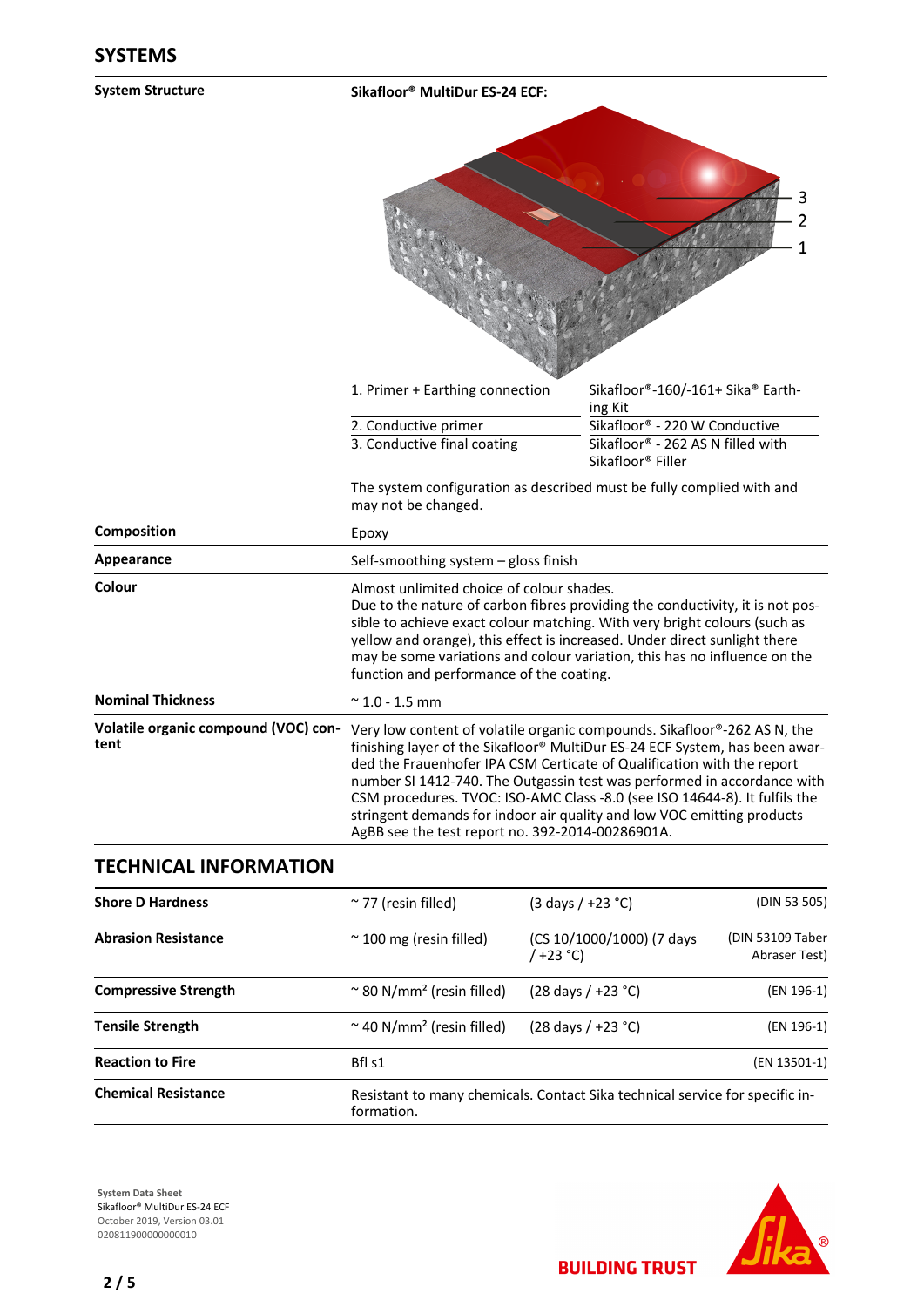## SYSTEMS

**System Structure**

**Sikafloor® MultiDur ES-24 ECF:**

| Layer | Product |
| --- | --- |
| 1. Primer + Earthing connection | Sikafloor®-160/-161+ Sika® Earthing Kit |
| 2. Conductive primer | Sikafloor® - 220 W Conductive |
| 3. Conductive final coating | Sikafloor® - 262 AS N filled with Sikafloor® Filler |

The system configuration as described must be fully complied with and may not be changed.

**Composition**

Epoxy

**Appearance**

Self-smoothing system – gloss finish

**Colour**

Almost unlimited choice of colour shades.
Due to the nature of carbon fibres providing the conductivity, it is not possible to achieve exact colour matching. With very bright colours (such as yellow and orange), this effect is increased. Under direct sunlight there may be some variations and colour variation, this has no influence on the function and performance of the coating.

**Nominal Thickness**

~ 1.0 - 1.5 mm

**Volatile organic compound (VOC) content**

Very low content of volatile organic compounds. Sikafloor®-262 AS N, the finishing layer of the Sikafloor® MultiDur ES-24 ECF System, has been awarded the Frauenhofer IPA CSM Certicate of Qualification with the report number SI 1412-740. The Outgassin test was performed in accordance with CSM procedures. TVOC: ISO-AMC Class -8.0 (see ISO 14644-8). It fulfils the stringent demands for indoor air quality and low VOC emitting products AgBB see the test report no. 392-2014-00286901A.

## TECHNICAL INFORMATION

| Property | Value | Conditions | Standard |
| --- | --- | --- | --- |
| **Shore D Hardness** | ~ 77 (resin filled) | (3 days / +23 °C) | (DIN 53 505) |
| **Abrasion Resistance** | ~ 100 mg (resin filled) | (CS 10/1000/1000) (7 days / +23 °C) | (DIN 53109 Taber Abraser Test) |
| **Compressive Strength** | ~ 80 N/mm² (resin filled) | (28 days / +23 °C) | (EN 196-1) |
| **Tensile Strength** | ~ 40 N/mm² (resin filled) | (28 days / +23 °C) | (EN 196-1) |
| **Reaction to Fire** | Bfl s1 | | (EN 13501-1) |
| **Chemical Resistance** | Resistant to many chemicals. Contact Sika technical service for specific information. | | |

System Data Sheet
Sikafloor® MultiDur ES-24 ECF
October 2019, Version 03.01
020811900000000010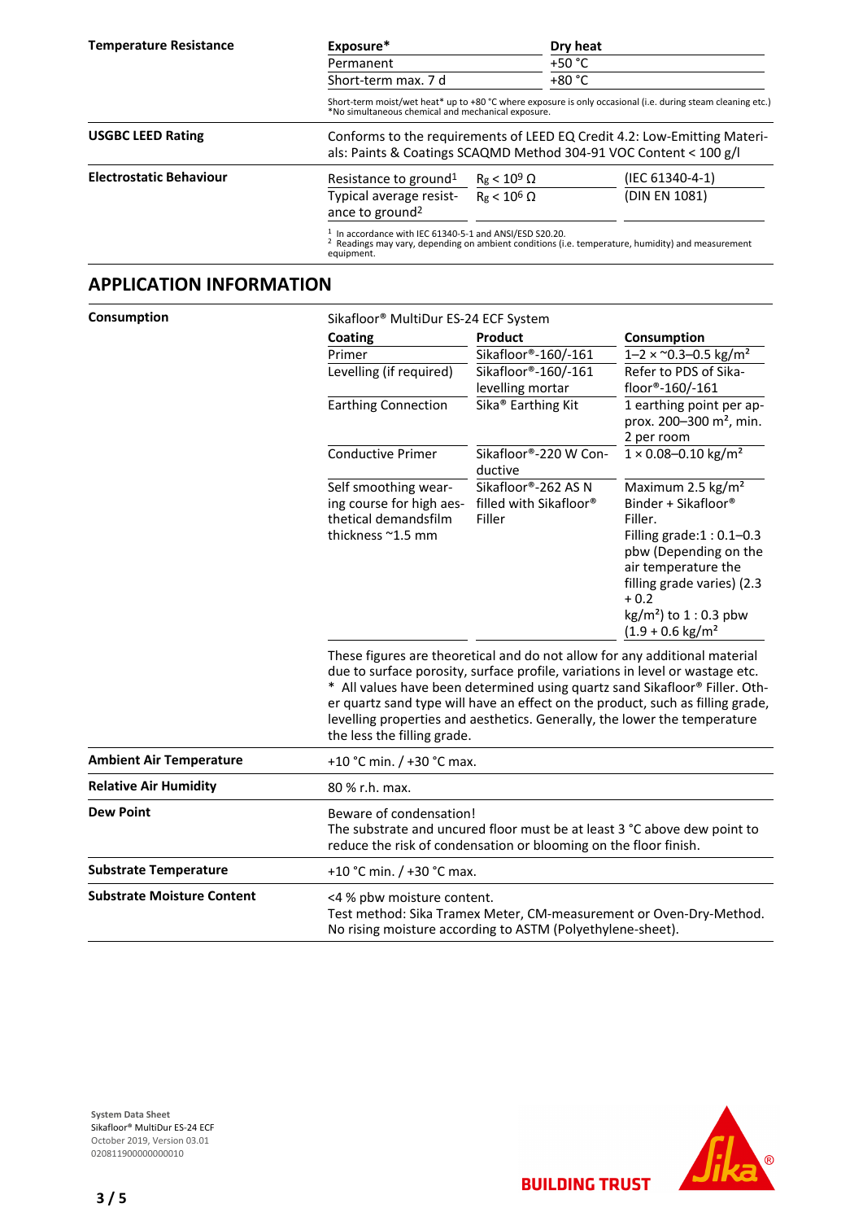**Temperature Resistance**

| Exposure* | Dry heat |
| --- | --- |
| Permanent | +50 °C |
| Short-term max. 7 d | +80 °C |

Short-term moist/wet heat* up to +80 °C where exposure is only occasional (i.e. during steam cleaning etc.)
*No simultaneous chemical and mechanical exposure.

**USGBC LEED Rating**

Conforms to the requirements of LEED EQ Credit 4.2: Low-Emitting Materials: Paints & Coatings SCAQMD Method 304-91 VOC Content < 100 g/l

**Electrostatic Behaviour**

| | | |
| --- | --- | --- |
| Resistance to ground[1] | $R_g < 10^9\ \Omega$ | (IEC 61340-4-1) |
| Typical average resistance to ground[2] | $R_g < 10^6\ \Omega$ | (DIN EN 1081) |

[1] In accordance with IEC 61340-5-1 and ANSI/ESD S20.20.
[2] Readings may vary, depending on ambient conditions (i.e. temperature, humidity) and measurement equipment.

## APPLICATION INFORMATION

**Consumption**

Sikafloor® MultiDur ES-24 ECF System

| Coating | Product | Consumption |
| --- | --- | --- |
| Primer | Sikafloor®-160/-161 | 1–2 × ~0.3–0.5 kg/m² |
| Levelling (if required) | Sikafloor®-160/-161 levelling mortar | Refer to PDS of Sikafloor®-160/-161 |
| Earthing Connection | Sika® Earthing Kit | 1 earthing point per approx. 200–300 m², min. 2 per room |
| Conductive Primer | Sikafloor®-220 W Conductive | 1 × 0.08–0.10 kg/m² |
| Self smoothing wearing course for high aesthetical demandsfilm thickness ~1.5 mm | Sikafloor®-262 AS N filled with Sikafloor® Filler | Maximum 2.5 kg/m² Binder + Sikafloor® Filler. Filling grade:1 : 0.1–0.3 pbw (Depending on the air temperature the filling grade varies) (2.3 + 0.2 kg/m²) to 1 : 0.3 pbw (1.9 + 0.6 kg/m² |

These figures are theoretical and do not allow for any additional material due to surface porosity, surface profile, variations in level or wastage etc.
* All values have been determined using quartz sand Sikafloor® Filler. Other quartz sand type will have an effect on the product, such as filling grade, levelling properties and aesthetics. Generally, the lower the temperature the less the filling grade.

**Ambient Air Temperature**

+10 °C min. / +30 °C max.

**Relative Air Humidity**

80 % r.h. max.

**Dew Point**

Beware of condensation!
The substrate and uncured floor must be at least 3 °C above dew point to reduce the risk of condensation or blooming on the floor finish.

**Substrate Temperature**

+10 °C min. / +30 °C max.

**Substrate Moisture Content**

<4 % pbw moisture content.
Test method: Sika Tramex Meter, CM-measurement or Oven-Dry-Method.
No rising moisture according to ASTM (Polyethylene-sheet).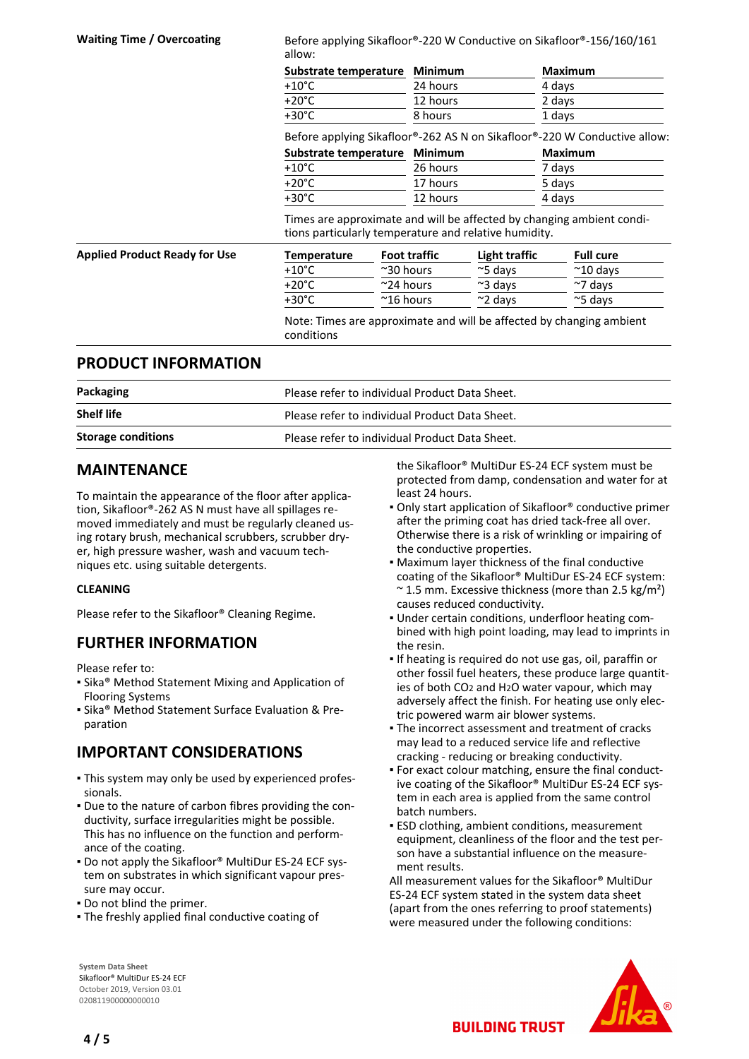| | |
|---|---|
| **Waiting Time / Overcoating** | Before applying Sikafloor®-220 W Conductive on Sikafloor®-156/160/161 allow: |

| Substrate temperature | Minimum | Maximum |
|---|---|---|
| +10°C | 24 hours | 4 days |
| +20°C | 12 hours | 2 days |
| +30°C | 8 hours | 1 days |

Before applying Sikafloor®-262 AS N on Sikafloor®-220 W Conductive allow:

| Substrate temperature | Minimum | Maximum |
|---|---|---|
| +10°C | 26 hours | 7 days |
| +20°C | 17 hours | 5 days |
| +30°C | 12 hours | 4 days |

Times are approximate and will be affected by changing ambient conditions particularly temperature and relative humidity.

**Applied Product Ready for Use**

| Temperature | Foot traffic | Light traffic | Full cure |
|---|---|---|---|
| +10°C | ~30 hours | ~5 days | ~10 days |
| +20°C | ~24 hours | ~3 days | ~7 days |
| +30°C | ~16 hours | ~2 days | ~5 days |

Note: Times are approximate and will be affected by changing ambient conditions

## PRODUCT INFORMATION

| | |
|---|---|
| **Packaging** | Please refer to individual Product Data Sheet. |
| **Shelf life** | Please refer to individual Product Data Sheet. |
| **Storage conditions** | Please refer to individual Product Data Sheet. |

## MAINTENANCE

To maintain the appearance of the floor after application, Sikafloor®-262 AS N must have all spillages removed immediately and must be regularly cleaned using rotary brush, mechanical scrubbers, scrubber dryer, high pressure washer, wash and vacuum techniques etc. using suitable detergents.

### CLEANING

Please refer to the Sikafloor® Cleaning Regime.

## FURTHER INFORMATION

Please refer to:
- Sika® Method Statement Mixing and Application of Flooring Systems
- Sika® Method Statement Surface Evaluation & Preparation

## IMPORTANT CONSIDERATIONS

- This system may only be used by experienced professionals.
- Due to the nature of carbon fibres providing the conductivity, surface irregularities might be possible. This has no influence on the function and performance of the coating.
- Do not apply the Sikafloor® MultiDur ES-24 ECF system on substrates in which significant vapour pressure may occur.
- Do not blind the primer.
- The freshly applied final conductive coating of the Sikafloor® MultiDur ES-24 ECF system must be protected from damp, condensation and water for at least 24 hours.
- Only start application of Sikafloor® conductive primer after the priming coat has dried tack-free all over. Otherwise there is a risk of wrinkling or impairing of the conductive properties.
- Maximum layer thickness of the final conductive coating of the Sikafloor® MultiDur ES-24 ECF system: ~ 1.5 mm. Excessive thickness (more than 2.5 kg/m²) causes reduced conductivity.
- Under certain conditions, underfloor heating combined with high point loading, may lead to imprints in the resin.
- If heating is required do not use gas, oil, paraffin or other fossil fuel heaters, these produce large quantities of both $CO_2$ and $H_2O$ water vapour, which may adversely affect the finish. For heating use only electric powered warm air blower systems.
- The incorrect assessment and treatment of cracks may lead to a reduced service life and reflective cracking - reducing or breaking conductivity.
- For exact colour matching, ensure the final conductive coating of the Sikafloor® MultiDur ES-24 ECF system in each area is applied from the same control batch numbers.
- ESD clothing, ambient conditions, measurement equipment, cleanliness of the floor and the test person have a substantial influence on the measurement results.

All measurement values for the Sikafloor® MultiDur ES-24 ECF system stated in the system data sheet (apart from the ones referring to proof statements) were measured under the following conditions: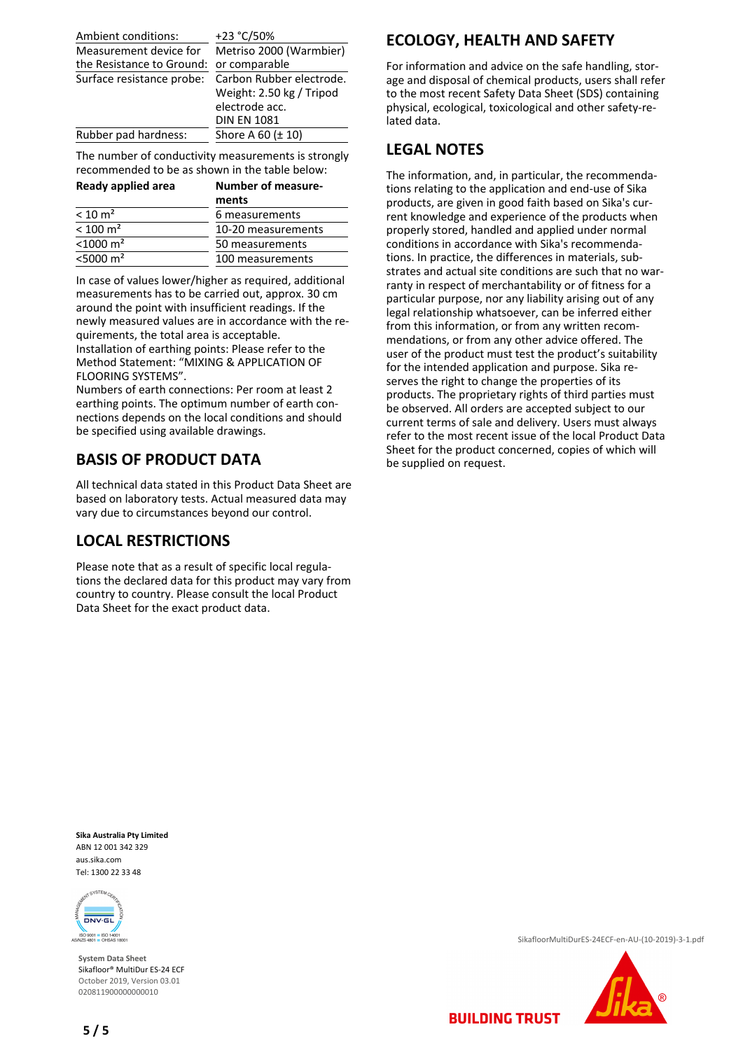| | |
|---|---|
| Ambient conditions: | +23 °C/50% |
| Measurement device for the Resistance to Ground: | Metriso 2000 (Warmbier) or comparable |
| Surface resistance probe: | Carbon Rubber electrode. Weight: 2.50 kg / Tripod electrode acc. DIN EN 1081 |
| Rubber pad hardness: | Shore A 60 (± 10) |

The number of conductivity measurements is strongly recommended to be as shown in the table below:

| Ready applied area | Number of measurements |
|---|---|
| < 10 m² | 6 measurements |
| < 100 m² | 10-20 measurements |
| <1000 m² | 50 measurements |
| <5000 m² | 100 measurements |

In case of values lower/higher as required, additional measurements has to be carried out, approx. 30 cm around the point with insufficient readings. If the newly measured values are in accordance with the requirements, the total area is acceptable.
Installation of earthing points: Please refer to the Method Statement: "MIXING & APPLICATION OF FLOORING SYSTEMS".
Numbers of earth connections: Per room at least 2 earthing points. The optimum number of earth connections depends on the local conditions and should be specified using available drawings.

## BASIS OF PRODUCT DATA

All technical data stated in this Product Data Sheet are based on laboratory tests. Actual measured data may vary due to circumstances beyond our control.

## LOCAL RESTRICTIONS

Please note that as a result of specific local regulations the declared data for this product may vary from country to country. Please consult the local Product Data Sheet for the exact product data.

## ECOLOGY, HEALTH AND SAFETY

For information and advice on the safe handling, storage and disposal of chemical products, users shall refer to the most recent Safety Data Sheet (SDS) containing physical, ecological, toxicological and other safety-related data.

## LEGAL NOTES

The information, and, in particular, the recommendations relating to the application and end-use of Sika products, are given in good faith based on Sika's current knowledge and experience of the products when properly stored, handled and applied under normal conditions in accordance with Sika's recommendations. In practice, the differences in materials, substrates and actual site conditions are such that no warranty in respect of merchantability or of fitness for a particular purpose, nor any liability arising out of any legal relationship whatsoever, can be inferred either from this information, or from any written recommendations, or from any other advice offered. The user of the product must test the product's suitability for the intended application and purpose. Sika reserves the right to change the properties of its products. The proprietary rights of third parties must be observed. All orders are accepted subject to our current terms of sale and delivery. Users must always refer to the most recent issue of the local Product Data Sheet for the product concerned, copies of which will be supplied on request.

**Sika Australia Pty Limited**
ABN 12 001 342 329
aus.sika.com
Tel: 1300 22 33 48

**System Data Sheet**
Sikafloor® MultiDur ES-24 ECF
October 2019, Version 03.01
020811900000000010

SikafloorMultiDurES-24ECF-en-AU-(10-2019)-3-1.pdf

BUILDING TRUST